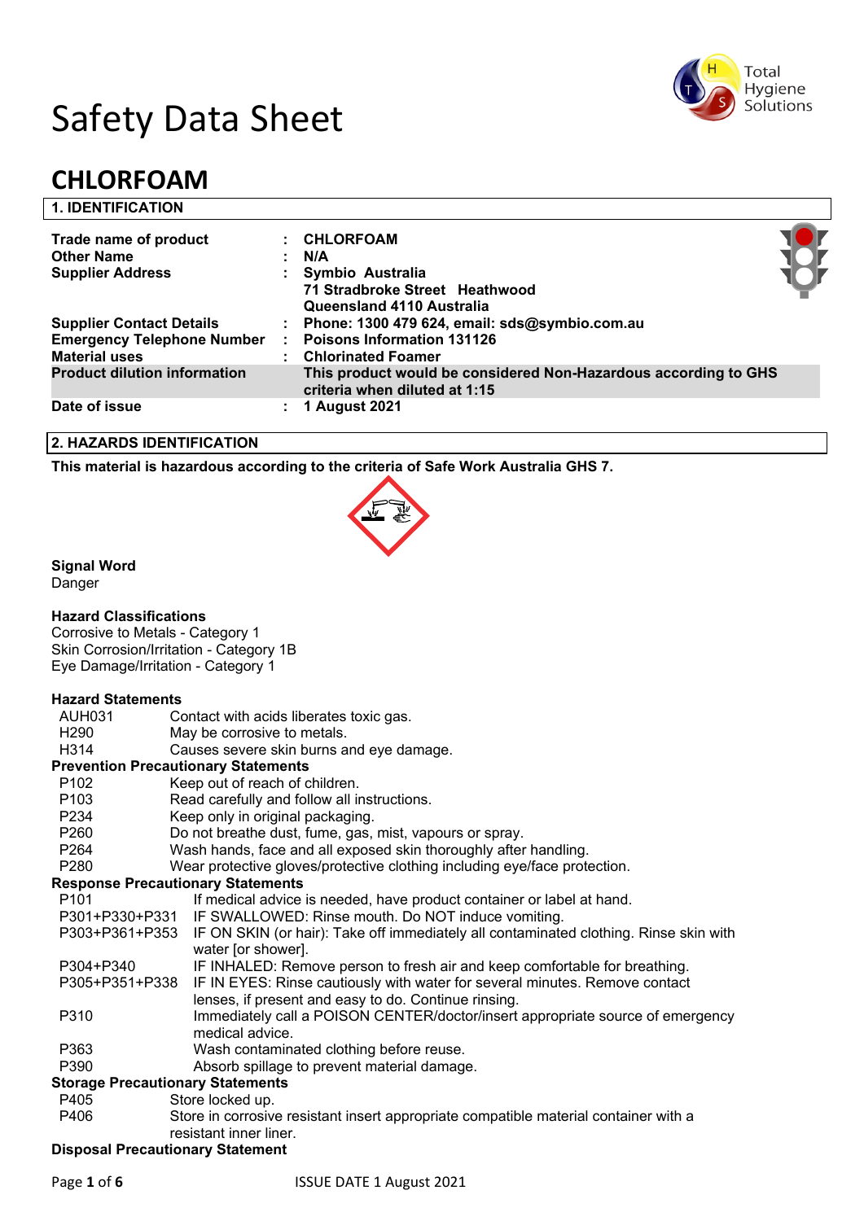# Safety Data Sheet

# CHLORFOAM

## 1. IDENTIFICATION

| | | |
|---|---|---|
| **Trade name of product** | : | **CHLORFOAM** |
| **Other Name** | : | **N/A** |
| **Supplier Address** | : | **Symbio Australia**<br>**71 Stradbroke Street Heathwood**<br>**Queensland 4110 Australia** |
| **Supplier Contact Details** | : | **Phone: 1300 479 624, email: sds@symbio.com.au** |
| **Emergency Telephone Number** | : | **Poisons Information 131126** |
| **Material uses** | : | **Chlorinated Foamer** |
| **Product dilution information** | | **This product would be considered Non-Hazardous according to GHS criteria when diluted at 1:15** |
| **Date of issue** | : | **1 August 2021** |

## 2. HAZARDS IDENTIFICATION

**This material is hazardous according to the criteria of Safe Work Australia GHS 7.**

**Signal Word**
Danger

**Hazard Classifications**
Corrosive to Metals - Category 1
Skin Corrosion/Irritation - Category 1B
Eye Damage/Irritation - Category 1

**Hazard Statements**

| | |
|---|---|
| AUH031 | Contact with acids liberates toxic gas. |
| H290 | May be corrosive to metals. |
| H314 | Causes severe skin burns and eye damage. |

**Prevention Precautionary Statements**

| | |
|---|---|
| P102 | Keep out of reach of children. |
| P103 | Read carefully and follow all instructions. |
| P234 | Keep only in original packaging. |
| P260 | Do not breathe dust, fume, gas, mist, vapours or spray. |
| P264 | Wash hands, face and all exposed skin thoroughly after handling. |
| P280 | Wear protective gloves/protective clothing including eye/face protection. |

**Response Precautionary Statements**

| | |
|---|---|
| P101 | If medical advice is needed, have product container or label at hand. |
| P301+P330+P331 | IF SWALLOWED: Rinse mouth. Do NOT induce vomiting. |
| P303+P361+P353 | IF ON SKIN (or hair): Take off immediately all contaminated clothing. Rinse skin with water [or shower]. |
| P304+P340 | IF INHALED: Remove person to fresh air and keep comfortable for breathing. |
| P305+P351+P338 | IF IN EYES: Rinse cautiously with water for several minutes. Remove contact lenses, if present and easy to do. Continue rinsing. |
| P310 | Immediately call a POISON CENTER/doctor/insert appropriate source of emergency medical advice. |
| P363 | Wash contaminated clothing before reuse. |
| P390 | Absorb spillage to prevent material damage. |

**Storage Precautionary Statements**

| | |
|---|---|
| P405 | Store locked up. |
| P406 | Store in corrosive resistant insert appropriate compatible material container with a resistant inner liner. |

**Disposal Precautionary Statement**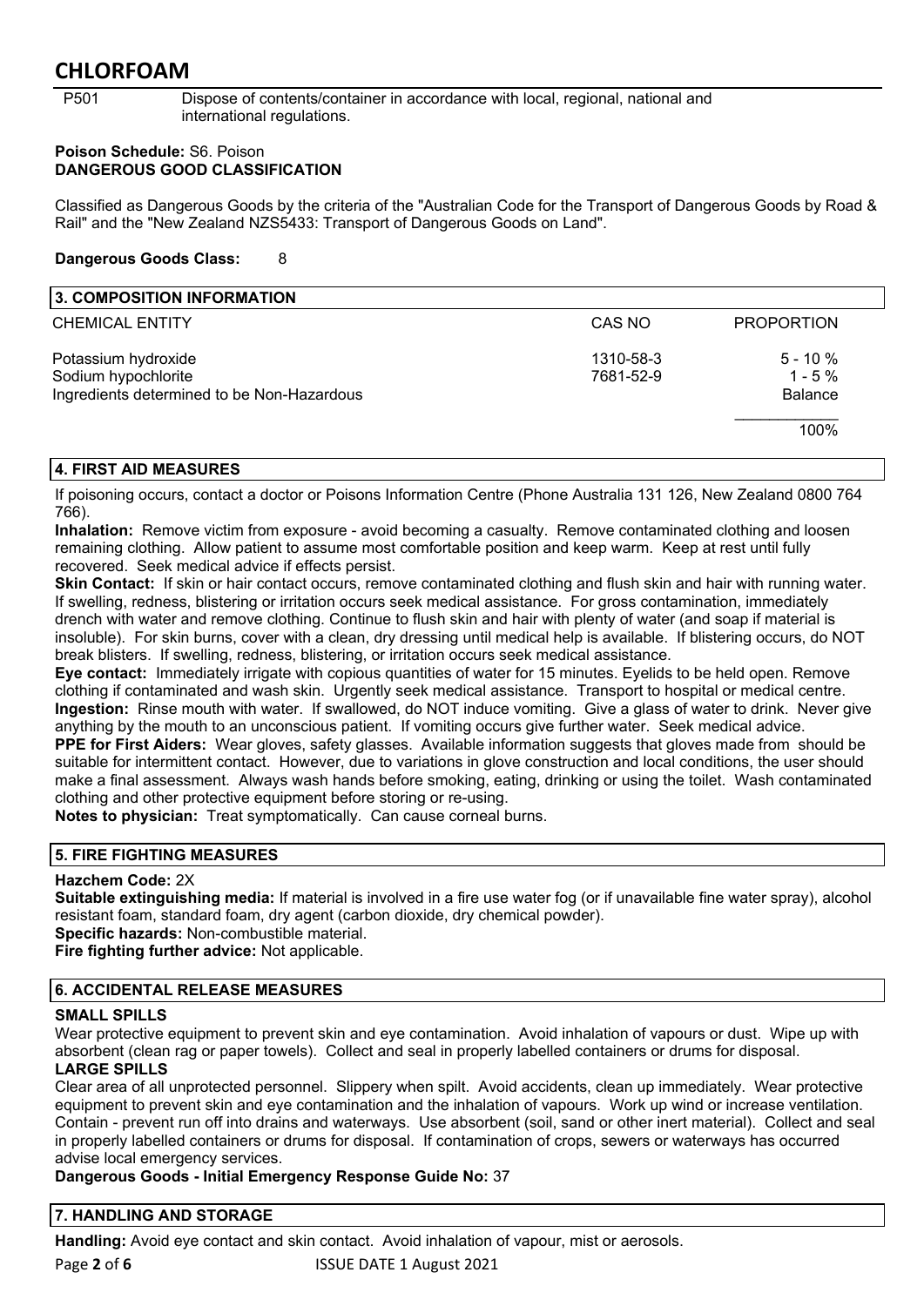P501 Dispose of contents/container in accordance with local, regional, national and international regulations.

**Poison Schedule:** S6. Poison

**DANGEROUS GOOD CLASSIFICATION**

Classified as Dangerous Goods by the criteria of the "Australian Code for the Transport of Dangerous Goods by Road & Rail" and the "New Zealand NZS5433: Transport of Dangerous Goods on Land".

**Dangerous Goods Class:** 8

## 3. COMPOSITION INFORMATION

| CHEMICAL ENTITY | CAS NO | PROPORTION |
|---|---|---|
| Potassium hydroxide | 1310-58-3 | 5 - 10 % |
| Sodium hypochlorite | 7681-52-9 | 1 - 5 % |
| Ingredients determined to be Non-Hazardous | | Balance |
| | | 100% |

## 4. FIRST AID MEASURES

If poisoning occurs, contact a doctor or Poisons Information Centre (Phone Australia 131 126, New Zealand 0800 764 766).

**Inhalation:** Remove victim from exposure - avoid becoming a casualty. Remove contaminated clothing and loosen remaining clothing. Allow patient to assume most comfortable position and keep warm. Keep at rest until fully recovered. Seek medical advice if effects persist.

**Skin Contact:** If skin or hair contact occurs, remove contaminated clothing and flush skin and hair with running water. If swelling, redness, blistering or irritation occurs seek medical assistance. For gross contamination, immediately drench with water and remove clothing. Continue to flush skin and hair with plenty of water (and soap if material is insoluble). For skin burns, cover with a clean, dry dressing until medical help is available. If blistering occurs, do NOT break blisters. If swelling, redness, blistering, or irritation occurs seek medical assistance.

**Eye contact:** Immediately irrigate with copious quantities of water for 15 minutes. Eyelids to be held open. Remove clothing if contaminated and wash skin. Urgently seek medical assistance. Transport to hospital or medical centre.

**Ingestion:** Rinse mouth with water. If swallowed, do NOT induce vomiting. Give a glass of water to drink. Never give anything by the mouth to an unconscious patient. If vomiting occurs give further water. Seek medical advice.

**PPE for First Aiders:** Wear gloves, safety glasses. Available information suggests that gloves made from should be suitable for intermittent contact. However, due to variations in glove construction and local conditions, the user should make a final assessment. Always wash hands before smoking, eating, drinking or using the toilet. Wash contaminated clothing and other protective equipment before storing or re-using.

**Notes to physician:** Treat symptomatically. Can cause corneal burns.

## 5. FIRE FIGHTING MEASURES

**Hazchem Code:** 2X

**Suitable extinguishing media:** If material is involved in a fire use water fog (or if unavailable fine water spray), alcohol resistant foam, standard foam, dry agent (carbon dioxide, dry chemical powder).

**Specific hazards:** Non-combustible material.

**Fire fighting further advice:** Not applicable.

## 6. ACCIDENTAL RELEASE MEASURES

**SMALL SPILLS**

Wear protective equipment to prevent skin and eye contamination. Avoid inhalation of vapours or dust. Wipe up with absorbent (clean rag or paper towels). Collect and seal in properly labelled containers or drums for disposal.

**LARGE SPILLS**

Clear area of all unprotected personnel. Slippery when spilt. Avoid accidents, clean up immediately. Wear protective equipment to prevent skin and eye contamination and the inhalation of vapours. Work up wind or increase ventilation. Contain - prevent run off into drains and waterways. Use absorbent (soil, sand or other inert material). Collect and seal in properly labelled containers or drums for disposal. If contamination of crops, sewers or waterways has occurred advise local emergency services.

**Dangerous Goods - Initial Emergency Response Guide No:** 37

## 7. HANDLING AND STORAGE

**Handling:** Avoid eye contact and skin contact. Avoid inhalation of vapour, mist or aerosols.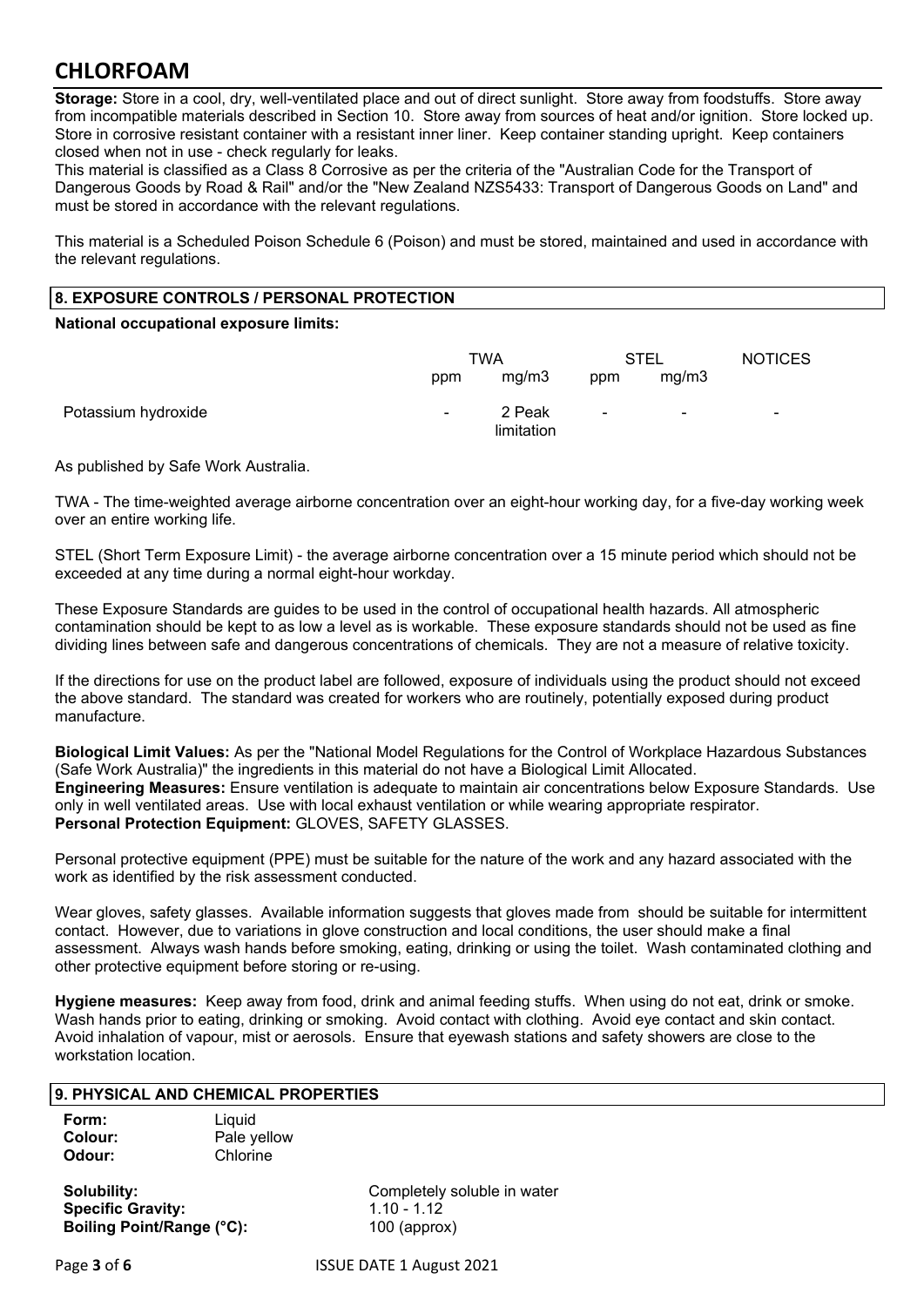# CHLORFOAM

**Storage:** Store in a cool, dry, well-ventilated place and out of direct sunlight. Store away from foodstuffs. Store away from incompatible materials described in Section 10. Store away from sources of heat and/or ignition. Store locked up. Store in corrosive resistant container with a resistant inner liner. Keep container standing upright. Keep containers closed when not in use - check regularly for leaks.
This material is classified as a Class 8 Corrosive as per the criteria of the "Australian Code for the Transport of Dangerous Goods by Road & Rail" and/or the "New Zealand NZS5433: Transport of Dangerous Goods on Land" and must be stored in accordance with the relevant regulations.

This material is a Scheduled Poison Schedule 6 (Poison) and must be stored, maintained and used in accordance with the relevant regulations.

## 8. EXPOSURE CONTROLS / PERSONAL PROTECTION

**National occupational exposure limits:**

| | TWA | | STEL | | NOTICES |
|---|---|---|---|---|---|
| | ppm | mg/m3 | ppm | mg/m3 | |
| Potassium hydroxide | - | 2 Peak limitation | - | - | - |

As published by Safe Work Australia.

TWA - The time-weighted average airborne concentration over an eight-hour working day, for a five-day working week over an entire working life.

STEL (Short Term Exposure Limit) - the average airborne concentration over a 15 minute period which should not be exceeded at any time during a normal eight-hour workday.

These Exposure Standards are guides to be used in the control of occupational health hazards. All atmospheric contamination should be kept to as low a level as is workable. These exposure standards should not be used as fine dividing lines between safe and dangerous concentrations of chemicals. They are not a measure of relative toxicity.

If the directions for use on the product label are followed, exposure of individuals using the product should not exceed the above standard. The standard was created for workers who are routinely, potentially exposed during product manufacture.

**Biological Limit Values:** As per the "National Model Regulations for the Control of Workplace Hazardous Substances (Safe Work Australia)" the ingredients in this material do not have a Biological Limit Allocated.
**Engineering Measures:** Ensure ventilation is adequate to maintain air concentrations below Exposure Standards. Use only in well ventilated areas. Use with local exhaust ventilation or while wearing appropriate respirator.
**Personal Protection Equipment:** GLOVES, SAFETY GLASSES.

Personal protective equipment (PPE) must be suitable for the nature of the work and any hazard associated with the work as identified by the risk assessment conducted.

Wear gloves, safety glasses. Available information suggests that gloves made from should be suitable for intermittent contact. However, due to variations in glove construction and local conditions, the user should make a final assessment. Always wash hands before smoking, eating, drinking or using the toilet. Wash contaminated clothing and other protective equipment before storing or re-using.

**Hygiene measures:** Keep away from food, drink and animal feeding stuffs. When using do not eat, drink or smoke. Wash hands prior to eating, drinking or smoking. Avoid contact with clothing. Avoid eye contact and skin contact. Avoid inhalation of vapour, mist or aerosols. Ensure that eyewash stations and safety showers are close to the workstation location.

## 9. PHYSICAL AND CHEMICAL PROPERTIES

**Form:** Liquid
**Colour:** Pale yellow
**Odour:** Chlorine

**Solubility:** Completely soluble in water
**Specific Gravity:** 1.10 - 1.12
**Boiling Point/Range (°C):** 100 (approx)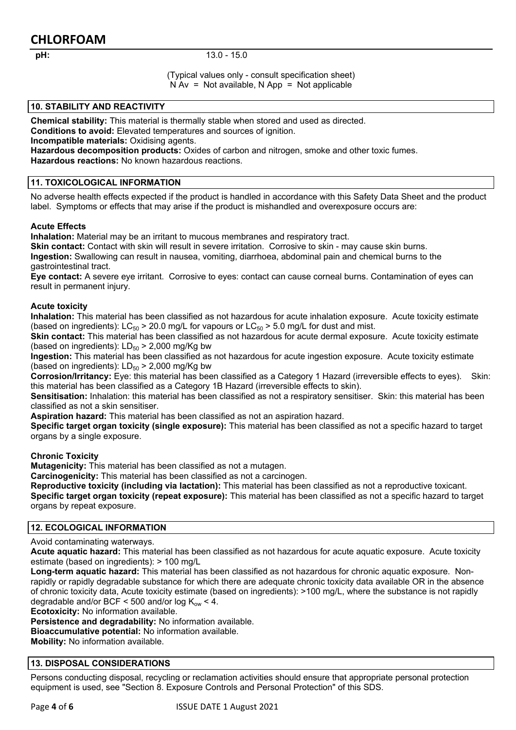**pH:** 13.0 - 15.0

(Typical values only - consult specification sheet)
N Av = Not available, N App = Not applicable

## 10. STABILITY AND REACTIVITY

**Chemical stability:** This material is thermally stable when stored and used as directed.
**Conditions to avoid:** Elevated temperatures and sources of ignition.
**Incompatible materials:** Oxidising agents.
**Hazardous decomposition products:** Oxides of carbon and nitrogen, smoke and other toxic fumes.
**Hazardous reactions:** No known hazardous reactions.

## 11. TOXICOLOGICAL INFORMATION

No adverse health effects expected if the product is handled in accordance with this Safety Data Sheet and the product label. Symptoms or effects that may arise if the product is mishandled and overexposure occurs are:

### Acute Effects

**Inhalation:** Material may be an irritant to mucous membranes and respiratory tract.
**Skin contact:** Contact with skin will result in severe irritation. Corrosive to skin - may cause skin burns.
**Ingestion:** Swallowing can result in nausea, vomiting, diarrhoea, abdominal pain and chemical burns to the gastrointestinal tract.
**Eye contact:** A severe eye irritant. Corrosive to eyes: contact can cause corneal burns. Contamination of eyes can result in permanent injury.

### Acute toxicity

**Inhalation:** This material has been classified as not hazardous for acute inhalation exposure. Acute toxicity estimate (based on ingredients): $LC_{50}$ > 20.0 mg/L for vapours or $LC_{50}$ > 5.0 mg/L for dust and mist.
**Skin contact:** This material has been classified as not hazardous for acute dermal exposure. Acute toxicity estimate (based on ingredients): $LD_{50}$ > 2,000 mg/Kg bw
**Ingestion:** This material has been classified as not hazardous for acute ingestion exposure. Acute toxicity estimate (based on ingredients): $LD_{50}$ > 2,000 mg/Kg bw
**Corrosion/Irritancy:** Eye: this material has been classified as a Category 1 Hazard (irreversible effects to eyes). Skin: this material has been classified as a Category 1B Hazard (irreversible effects to skin).
**Sensitisation:** Inhalation: this material has been classified as not a respiratory sensitiser. Skin: this material has been classified as not a skin sensitiser.
**Aspiration hazard:** This material has been classified as not an aspiration hazard.
**Specific target organ toxicity (single exposure):** This material has been classified as not a specific hazard to target organs by a single exposure.

### Chronic Toxicity

**Mutagenicity:** This material has been classified as not a mutagen.
**Carcinogenicity:** This material has been classified as not a carcinogen.
**Reproductive toxicity (including via lactation):** This material has been classified as not a reproductive toxicant.
**Specific target organ toxicity (repeat exposure):** This material has been classified as not a specific hazard to target organs by repeat exposure.

## 12. ECOLOGICAL INFORMATION

Avoid contaminating waterways.
**Acute aquatic hazard:** This material has been classified as not hazardous for acute aquatic exposure. Acute toxicity estimate (based on ingredients): > 100 mg/L
**Long-term aquatic hazard:** This material has been classified as not hazardous for chronic aquatic exposure. Non-rapidly or rapidly degradable substance for which there are adequate chronic toxicity data available OR in the absence of chronic toxicity data, Acute toxicity estimate (based on ingredients): >100 mg/L, where the substance is not rapidly degradable and/or BCF < 500 and/or log $K_{ow}$ < 4.
**Ecotoxicity:** No information available.
**Persistence and degradability:** No information available.
**Bioaccumulative potential:** No information available.
**Mobility:** No information available.

## 13. DISPOSAL CONSIDERATIONS

Persons conducting disposal, recycling or reclamation activities should ensure that appropriate personal protection equipment is used, see "Section 8. Exposure Controls and Personal Protection" of this SDS.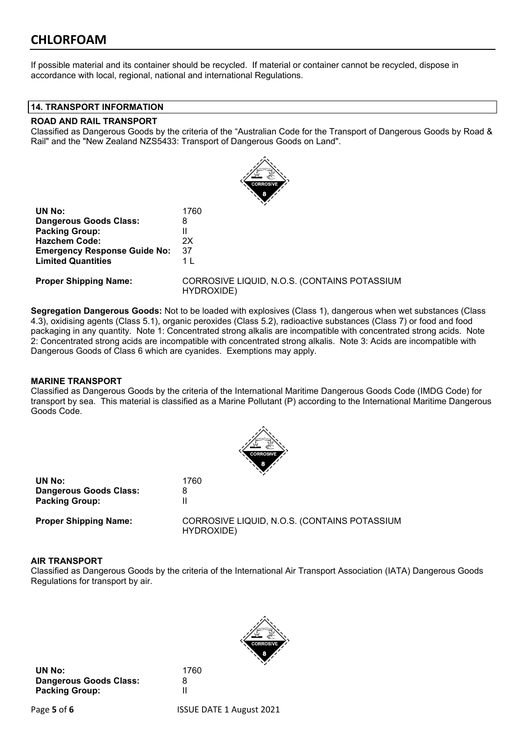If possible material and its container should be recycled. If material or container cannot be recycled, dispose in accordance with local, regional, national and international Regulations.

## 14. TRANSPORT INFORMATION

### ROAD AND RAIL TRANSPORT

Classified as Dangerous Goods by the criteria of the "Australian Code for the Transport of Dangerous Goods by Road & Rail" and the "New Zealand NZS5433: Transport of Dangerous Goods on Land".

| | |
|---|---|
| **UN No:** | 1760 |
| **Dangerous Goods Class:** | 8 |
| **Packing Group:** | II |
| **Hazchem Code:** | 2X |
| **Emergency Response Guide No:** | 37 |
| **Limited Quantities** | 1 L |
| **Proper Shipping Name:** | CORROSIVE LIQUID, N.O.S. (CONTAINS POTASSIUM HYDROXIDE) |

**Segregation Dangerous Goods:** Not to be loaded with explosives (Class 1), dangerous when wet substances (Class 4.3), oxidising agents (Class 5.1), organic peroxides (Class 5.2), radioactive substances (Class 7) or food and food packaging in any quantity. Note 1: Concentrated strong alkalis are incompatible with concentrated strong acids. Note 2: Concentrated strong acids are incompatible with concentrated strong alkalis. Note 3: Acids are incompatible with Dangerous Goods of Class 6 which are cyanides. Exemptions may apply.

### MARINE TRANSPORT

Classified as Dangerous Goods by the criteria of the International Maritime Dangerous Goods Code (IMDG Code) for transport by sea. This material is classified as a Marine Pollutant (P) according to the International Maritime Dangerous Goods Code.

| | |
|---|---|
| **UN No:** | 1760 |
| **Dangerous Goods Class:** | 8 |
| **Packing Group:** | II |
| **Proper Shipping Name:** | CORROSIVE LIQUID, N.O.S. (CONTAINS POTASSIUM HYDROXIDE) |

### AIR TRANSPORT

Classified as Dangerous Goods by the criteria of the International Air Transport Association (IATA) Dangerous Goods Regulations for transport by air.

| | |
|---|---|
| **UN No:** | 1760 |
| **Dangerous Goods Class:** | 8 |
| **Packing Group:** | II |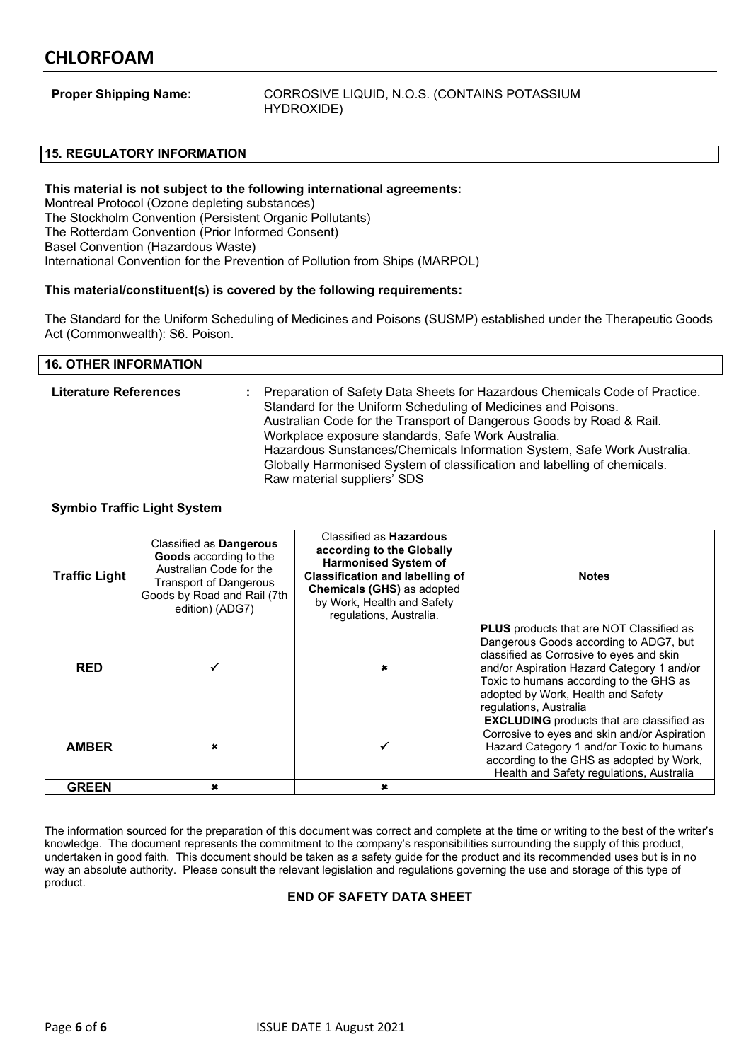# CHLORFOAM

**Proper Shipping Name:** CORROSIVE LIQUID, N.O.S. (CONTAINS POTASSIUM HYDROXIDE)

## 15. REGULATORY INFORMATION

**This material is not subject to the following international agreements:**

Montreal Protocol (Ozone depleting substances)
The Stockholm Convention (Persistent Organic Pollutants)
The Rotterdam Convention (Prior Informed Consent)
Basel Convention (Hazardous Waste)
International Convention for the Prevention of Pollution from Ships (MARPOL)

**This material/constituent(s) is covered by the following requirements:**

The Standard for the Uniform Scheduling of Medicines and Poisons (SUSMP) established under the Therapeutic Goods Act (Commonwealth): S6. Poison.

## 16. OTHER INFORMATION

**Literature References** : Preparation of Safety Data Sheets for Hazardous Chemicals Code of Practice.
Standard for the Uniform Scheduling of Medicines and Poisons.
Australian Code for the Transport of Dangerous Goods by Road & Rail.
Workplace exposure standards, Safe Work Australia.
Hazardous Sunstances/Chemicals Information System, Safe Work Australia.
Globally Harmonised System of classification and labelling of chemicals.
Raw material suppliers' SDS

**Symbio Traffic Light System**

| Traffic Light | Classified as **Dangerous Goods** according to the Australian Code for the Transport of Dangerous Goods by Road and Rail (7th edition) (ADG7) | Classified as **Hazardous according to the Globally Harmonised System of Classification and labelling of Chemicals (GHS)** as adopted by Work, Health and Safety regulations, Australia. | Notes |
|---|---|---|---|
| **RED** | ✓ | ✗ | **PLUS** products that are NOT Classified as Dangerous Goods according to ADG7, but classified as Corrosive to eyes and skin and/or Aspiration Hazard Category 1 and/or Toxic to humans according to the GHS as adopted by Work, Health and Safety regulations, Australia |
| **AMBER** | ✗ | ✓ | **EXCLUDING** products that are classified as Corrosive to eyes and skin and/or Aspiration Hazard Category 1 and/or Toxic to humans according to the GHS as adopted by Work, Health and Safety regulations, Australia |
| **GREEN** | ✗ | ✗ | |

The information sourced for the preparation of this document was correct and complete at the time or writing to the best of the writer's knowledge. The document represents the commitment to the company's responsibilities surrounding the supply of this product, undertaken in good faith. This document should be taken as a safety guide for the product and its recommended uses but is in no way an absolute authority. Please consult the relevant legislation and regulations governing the use and storage of this type of product.

**END OF SAFETY DATA SHEET**

ISSUE DATE 1 August 2021